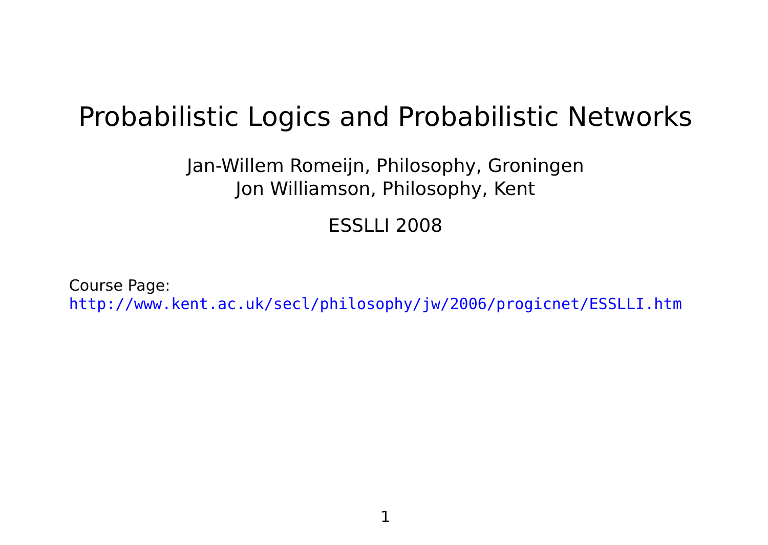# Probabilistic Logics and Probabilistic Networks

Jan-Willem Romeijn, Philosophy, Groningen
Jon Williamson, Philosophy, Kent

ESSLLI 2008

Course Page:
http://www.kent.ac.uk/secl/philosophy/jw/2006/progicnet/ESSLLI.htm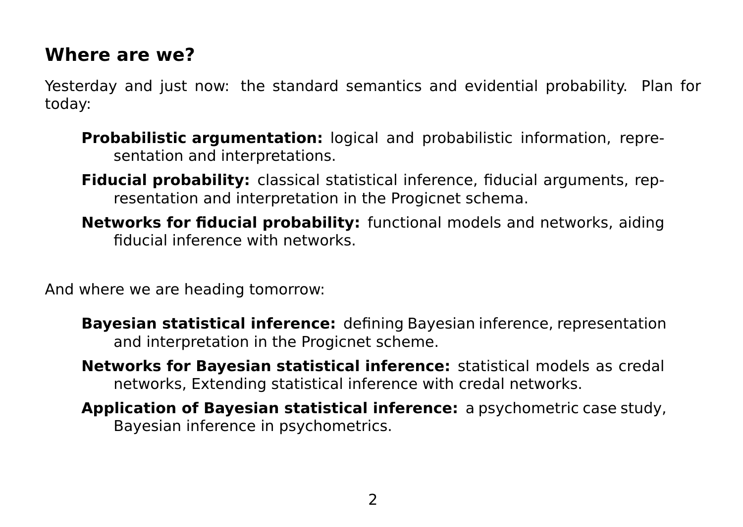## Where are we?

Yesterday and just now: the standard semantics and evidential probability. Plan for today:

**Probabilistic argumentation:** logical and probabilistic information, representation and interpretations.

**Fiducial probability:** classical statistical inference, fiducial arguments, representation and interpretation in the Progicnet schema.

**Networks for fiducial probability:** functional models and networks, aiding fiducial inference with networks.

And where we are heading tomorrow:

**Bayesian statistical inference:** defining Bayesian inference, representation and interpretation in the Progicnet scheme.

**Networks for Bayesian statistical inference:** statistical models as credal networks, Extending statistical inference with credal networks.

**Application of Bayesian statistical inference:** a psychometric case study, Bayesian inference in psychometrics.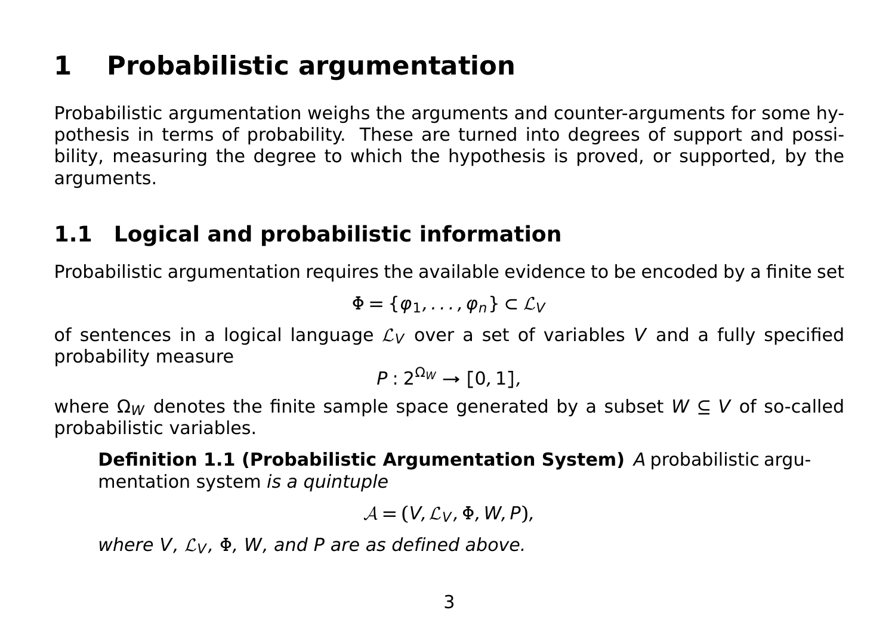# 1 Probabilistic argumentation

Probabilistic argumentation weighs the arguments and counter-arguments for some hypothesis in terms of probability. These are turned into degrees of support and possibility, measuring the degree to which the hypothesis is proved, or supported, by the arguments.

## 1.1 Logical and probabilistic information

Probabilistic argumentation requires the available evidence to be encoded by a finite set

$$\Phi = \{\varphi_1, \ldots, \varphi_n\} \subset \mathcal{L}_V$$

of sentences in a logical language $\mathcal{L}_V$ over a set of variables $V$ and a fully specified probability measure

$$P : 2^{\Omega_W} \to [0, 1],$$

where $\Omega_W$ denotes the finite sample space generated by a subset $W \subseteq V$ of so-called probabilistic variables.

> **Definition 1.1 (Probabilistic Argumentation System)** *A* probabilistic argumentation system *is a quintuple*
>
> $$\mathcal{A} = (V, \mathcal{L}_V, \Phi, W, P),$$
>
> *where $V$, $\mathcal{L}_V$, $\Phi$, $W$, and $P$ are as defined above.*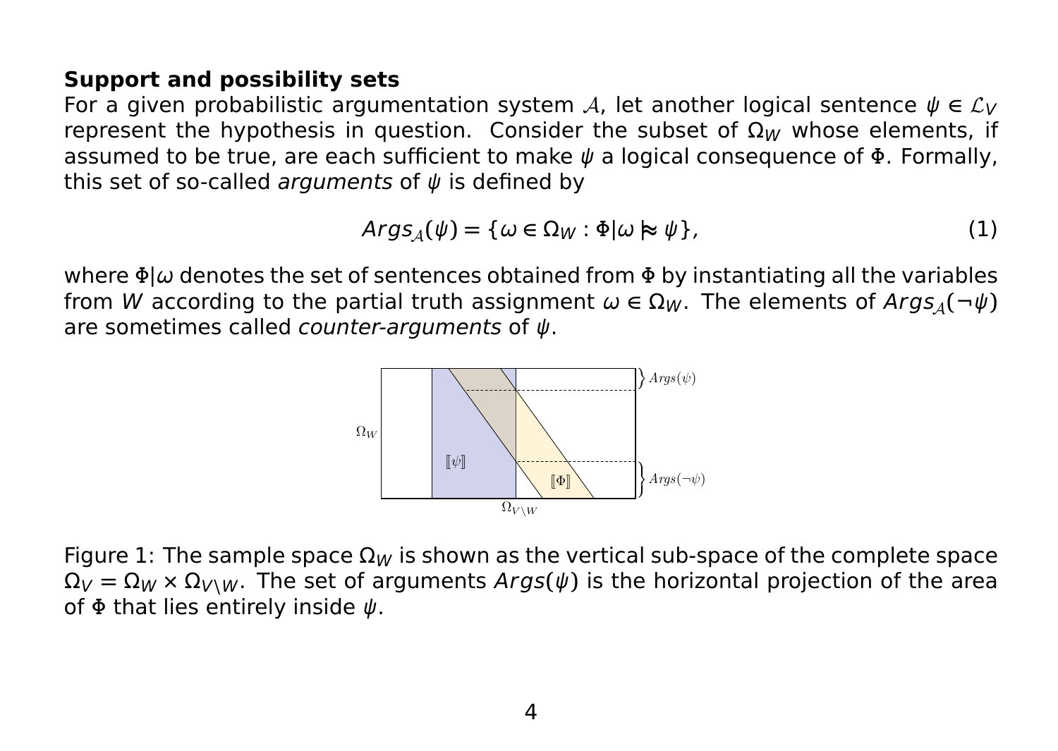**Support and possibility sets**

For a given probabilistic argumentation system $\mathcal{A}$, let another logical sentence $\psi \in \mathcal{L}_V$ represent the hypothesis in question. Consider the subset of $\Omega_W$ whose elements, if assumed to be true, are each sufficient to make $\psi$ a logical consequence of $\Phi$. Formally, this set of so-called *arguments* of $\psi$ is defined by

$$Args_{\mathcal{A}}(\psi) = \{\omega \in \Omega_W : \Phi|\omega \models \psi\}, \tag{1}$$

where $\Phi|\omega$ denotes the set of sentences obtained from $\Phi$ by instantiating all the variables from $W$ according to the partial truth assignment $\omega \in \Omega_W$. The elements of $Args_{\mathcal{A}}(\neg\psi)$ are sometimes called *counter-arguments* of $\psi$.

Figure 1: The sample space $\Omega_W$ is shown as the vertical sub-space of the complete space $\Omega_V = \Omega_W \times \Omega_{V \setminus W}$. The set of arguments $Args(\psi)$ is the horizontal projection of the area of $\Phi$ that lies entirely inside $\psi$.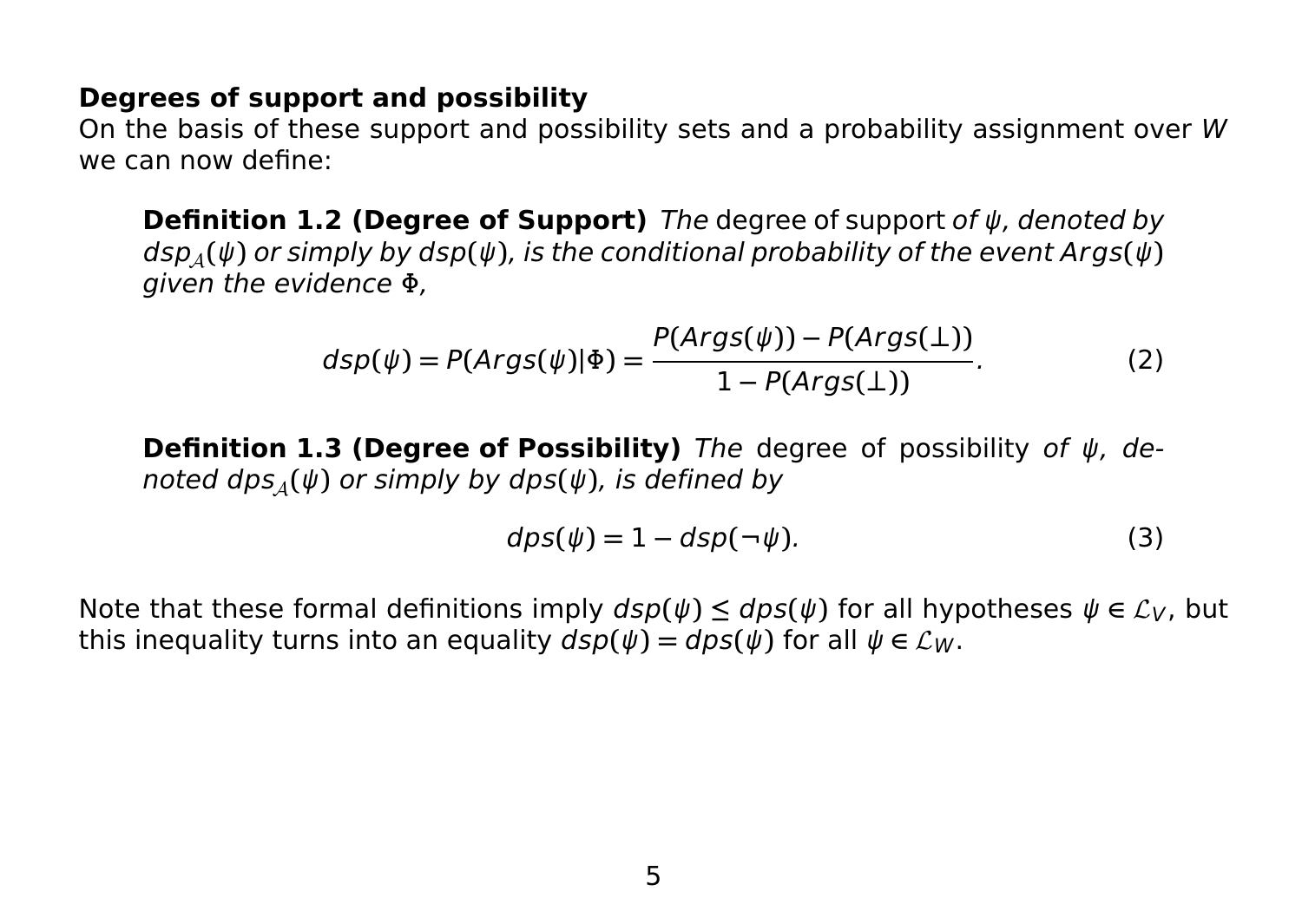**Degrees of support and possibility**

On the basis of these support and possibility sets and a probability assignment over $W$ we can now define:

> **Definition 1.2 (Degree of Support)** *The* degree of support *of $\psi$, denoted by $dsp_{\mathcal{A}}(\psi)$ or simply by $dsp(\psi)$, is the conditional probability of the event $Args(\psi)$ given the evidence $\Phi$,*
>
> $$dsp(\psi) = P(Args(\psi)|\Phi) = \frac{P(Args(\psi)) - P(Args(\bot))}{1 - P(Args(\bot))}. \tag{2}$$

> **Definition 1.3 (Degree of Possibility)** *The* degree of possibility *of $\psi$, denoted $dps_{\mathcal{A}}(\psi)$ or simply by $dps(\psi)$, is defined by*
>
> $$dps(\psi) = 1 - dsp(\neg\psi). \tag{3}$$

Note that these formal definitions imply $dsp(\psi) \leq dps(\psi)$ for all hypotheses $\psi \in \mathcal{L}_V$, but this inequality turns into an equality $dsp(\psi) = dps(\psi)$ for all $\psi \in \mathcal{L}_W$.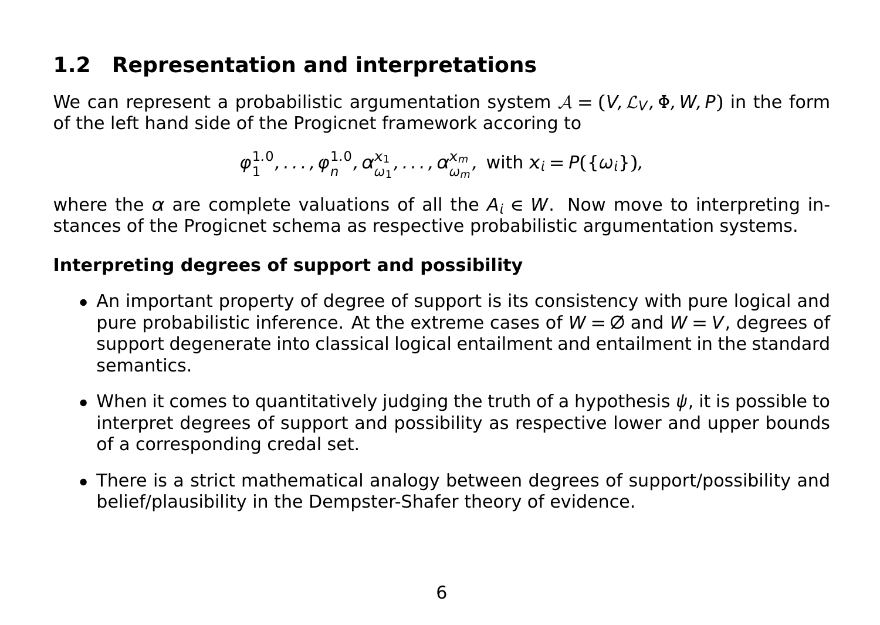## 1.2 Representation and interpretations

We can represent a probabilistic argumentation system $\mathcal{A} = (V, \mathcal{L}_V, \Phi, W, P)$ in the form of the left hand side of the Progicnet framework accoring to

$$\varphi_1^{1.0}, \ldots, \varphi_n^{1.0}, \alpha_{\omega_1}^{x_1}, \ldots, \alpha_{\omega_m}^{x_m}, \text{ with } x_i = P(\{\omega_i\}),$$

where the $\alpha$ are complete valuations of all the $A_i \in W$. Now move to interpreting instances of the Progicnet schema as respective probabilistic argumentation systems.

### Interpreting degrees of support and possibility

- An important property of degree of support is its consistency with pure logical and pure probabilistic inference. At the extreme cases of $W = \emptyset$ and $W = V$, degrees of support degenerate into classical logical entailment and entailment in the standard semantics.
- When it comes to quantitatively judging the truth of a hypothesis $\psi$, it is possible to interpret degrees of support and possibility as respective lower and upper bounds of a corresponding credal set.
- There is a strict mathematical analogy between degrees of support/possibility and belief/plausibility in the Dempster-Shafer theory of evidence.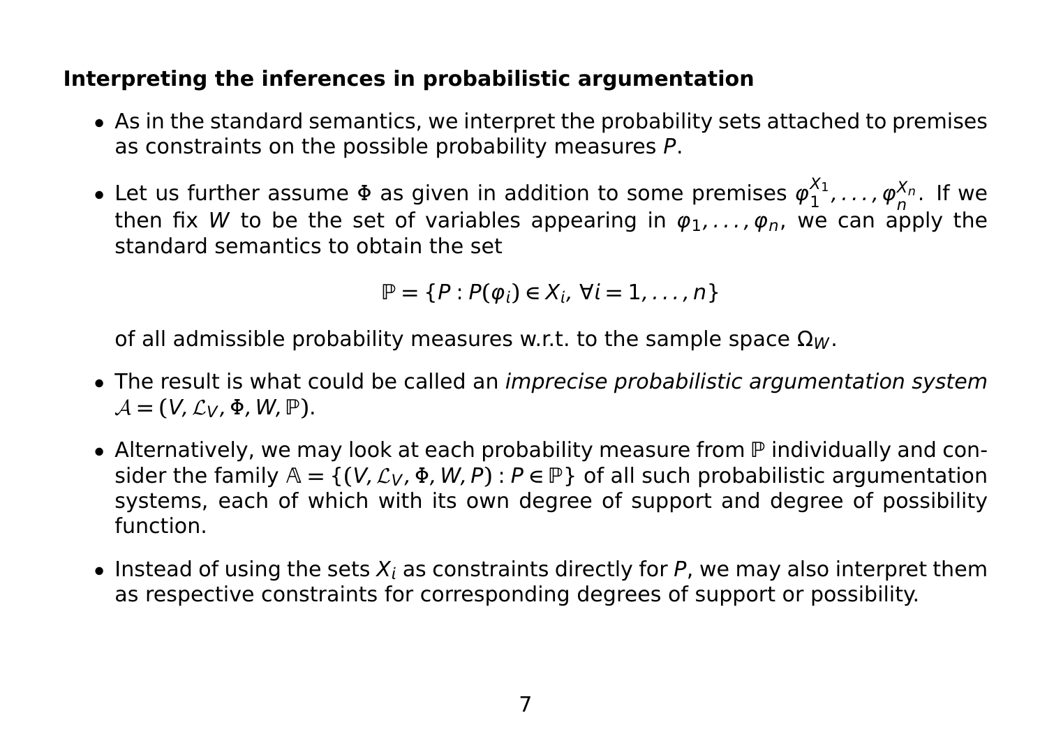**Interpreting the inferences in probabilistic argumentation**

- As in the standard semantics, we interpret the probability sets attached to premises as constraints on the possible probability measures $P$.

- Let us further assume $\Phi$ as given in addition to some premises $\varphi_1^{X_1}, \ldots, \varphi_n^{X_n}$. If we then fix $W$ to be the set of variables appearing in $\varphi_1, \ldots, \varphi_n$, we can apply the standard semantics to obtain the set

$$\mathbb{P} = \{P : P(\varphi_i) \in X_i, \ \forall i = 1, \ldots, n\}$$

  of all admissible probability measures w.r.t. to the sample space $\Omega_W$.

- The result is what could be called an *imprecise probabilistic argumentation system* $\mathcal{A} = (V, \mathcal{L}_V, \Phi, W, \mathbb{P})$.

- Alternatively, we may look at each probability measure from $\mathbb{P}$ individually and consider the family $\mathbb{A} = \{(V, \mathcal{L}_V, \Phi, W, P) : P \in \mathbb{P}\}$ of all such probabilistic argumentation systems, each of which with its own degree of support and degree of possibility function.

- Instead of using the sets $X_i$ as constraints directly for $P$, we may also interpret them as respective constraints for corresponding degrees of support or possibility.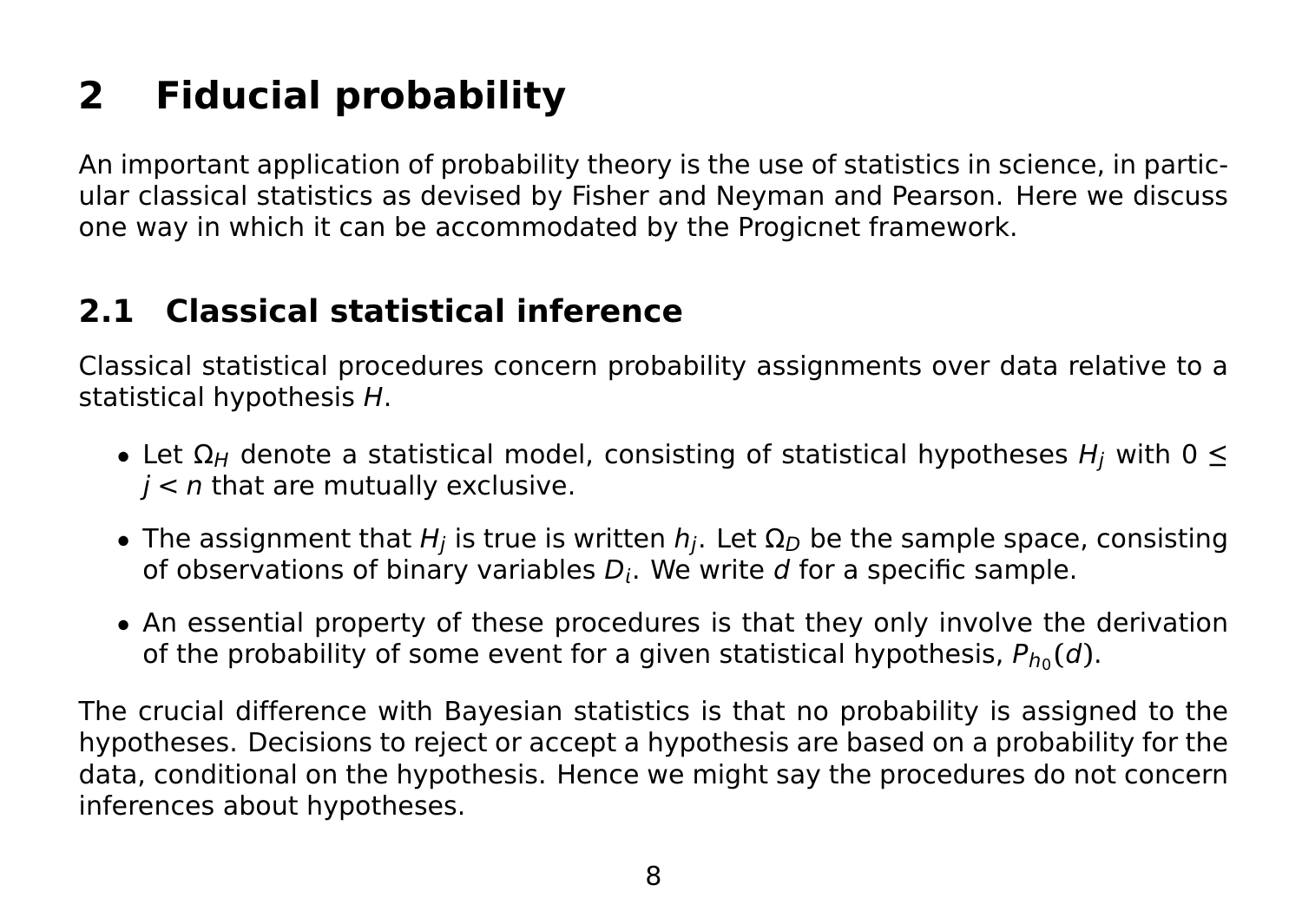# 2 Fiducial probability

An important application of probability theory is the use of statistics in science, in particular classical statistics as devised by Fisher and Neyman and Pearson. Here we discuss one way in which it can be accommodated by the Progicnet framework.

## 2.1 Classical statistical inference

Classical statistical procedures concern probability assignments over data relative to a statistical hypothesis $H$.

- Let $\Omega_H$ denote a statistical model, consisting of statistical hypotheses $H_j$ with $0 \leq j < n$ that are mutually exclusive.
- The assignment that $H_j$ is true is written $h_j$. Let $\Omega_D$ be the sample space, consisting of observations of binary variables $D_i$. We write $d$ for a specific sample.
- An essential property of these procedures is that they only involve the derivation of the probability of some event for a given statistical hypothesis, $P_{h_0}(d)$.

The crucial difference with Bayesian statistics is that no probability is assigned to the hypotheses. Decisions to reject or accept a hypothesis are based on a probability for the data, conditional on the hypothesis. Hence we might say the procedures do not concern inferences about hypotheses.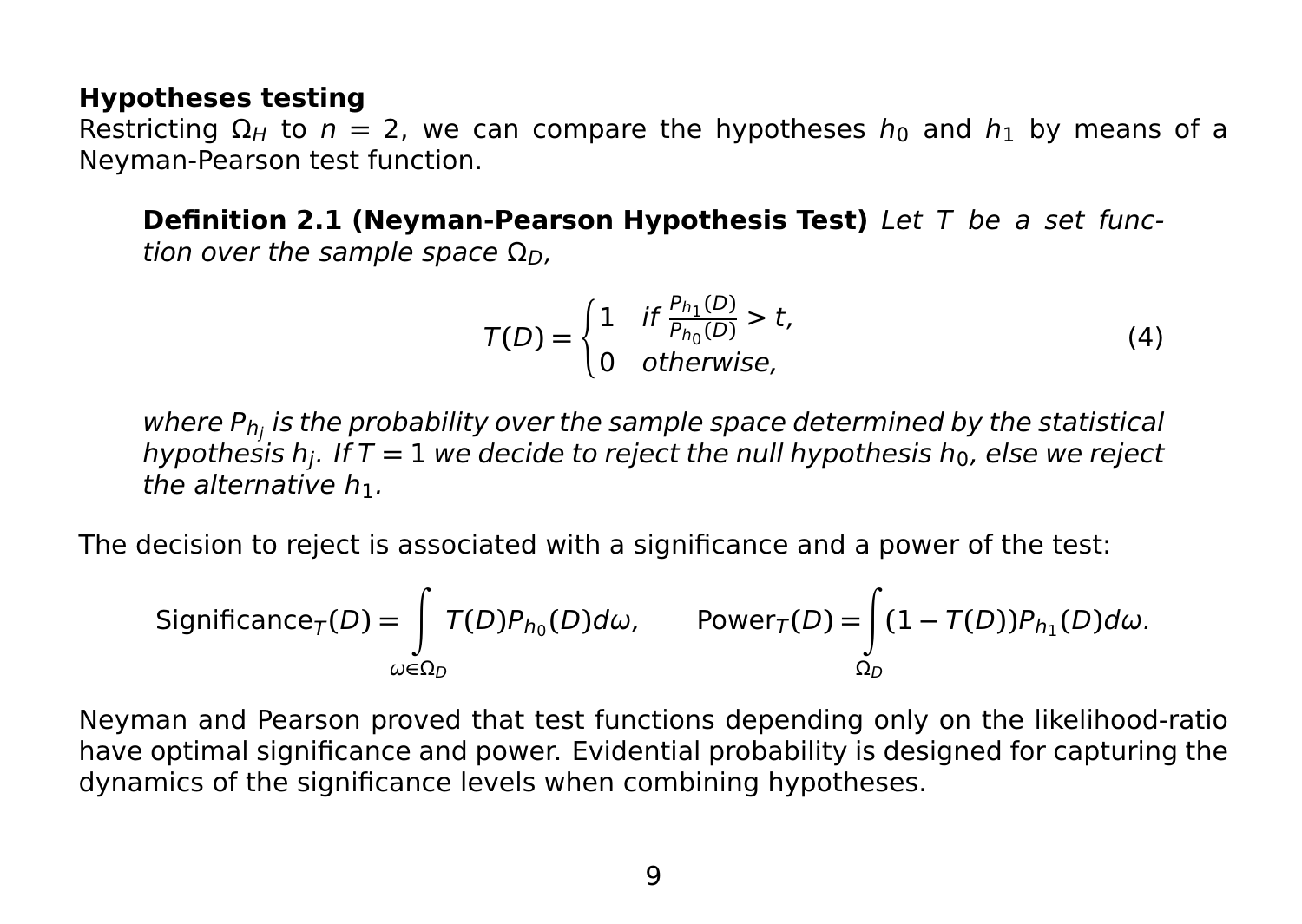**Hypotheses testing**

Restricting $\Omega_H$ to $n = 2$, we can compare the hypotheses $h_0$ and $h_1$ by means of a Neyman-Pearson test function.

> **Definition 2.1 (Neyman-Pearson Hypothesis Test)** *Let $T$ be a set function over the sample space $\Omega_D$,*
>
> $$T(D) = \begin{cases} 1 & \text{if } \frac{P_{h_1}(D)}{P_{h_0}(D)} > t, \\ 0 & \text{otherwise,} \end{cases} \tag{4}$$
>
> *where $P_{h_j}$ is the probability over the sample space determined by the statistical hypothesis $h_j$. If $T = 1$ we decide to reject the null hypothesis $h_0$, else we reject the alternative $h_1$.*

The decision to reject is associated with a significance and a power of the test:

$$\text{Significance}_T(D) = \int_{\omega \in \Omega_D} T(D) P_{h_0}(D) d\omega, \qquad \text{Power}_T(D) = \int_{\Omega_D} (1 - T(D)) P_{h_1}(D) d\omega.$$

Neyman and Pearson proved that test functions depending only on the likelihood-ratio have optimal significance and power. Evidential probability is designed for capturing the dynamics of the significance levels when combining hypotheses.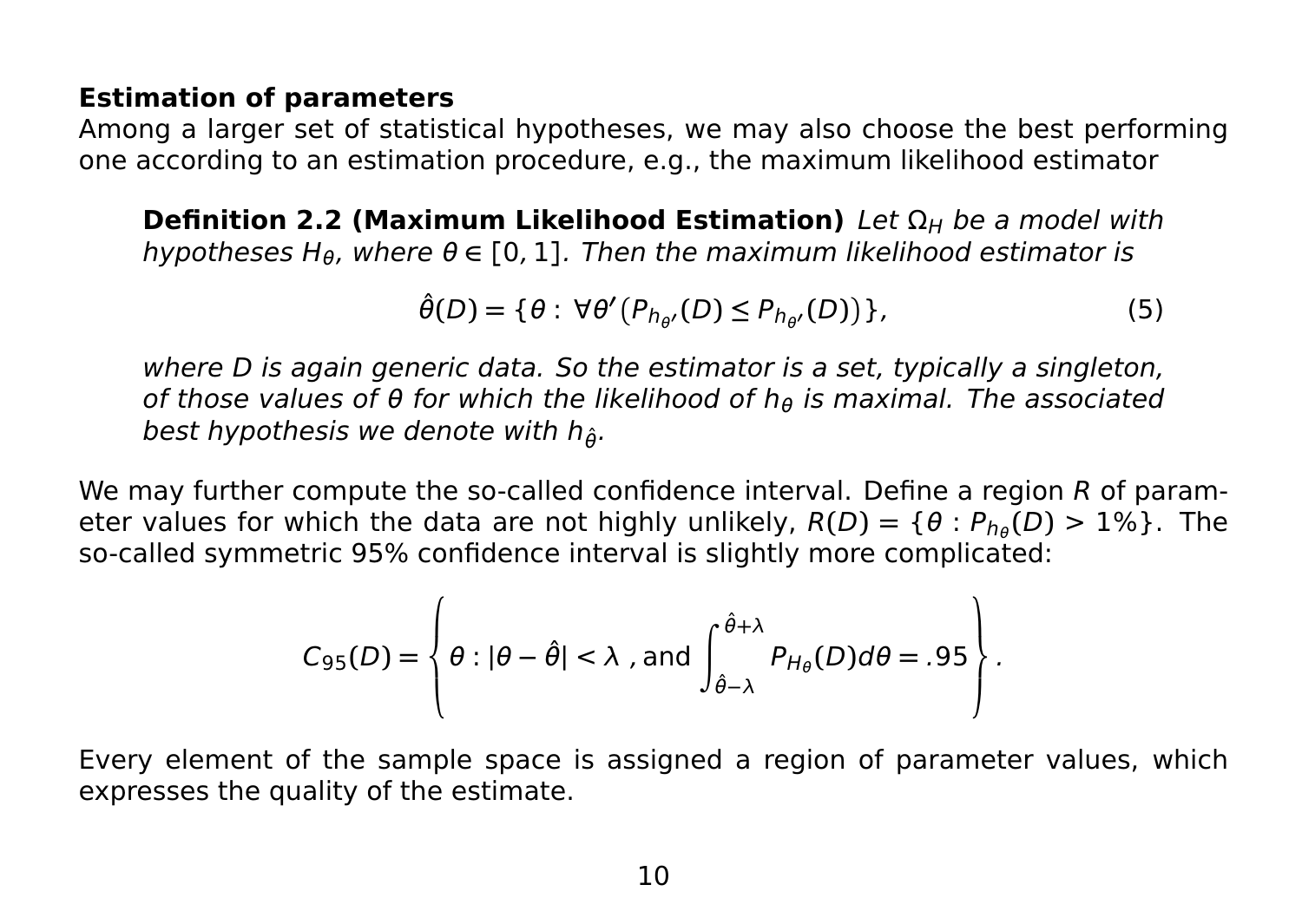**Estimation of parameters**

Among a larger set of statistical hypotheses, we may also choose the best performing one according to an estimation procedure, e.g., the maximum likelihood estimator

> **Definition 2.2 (Maximum Likelihood Estimation)** *Let $\Omega_H$ be a model with hypotheses $H_\theta$, where $\theta \in [0,1]$. Then the maximum likelihood estimator is*
>
> $$\hat{\theta}(D) = \{\theta : \forall \theta' \big(P_{h_{\theta'}}(D) \leq P_{h_{\theta'}}(D)\big)\}, \tag{5}$$
>
> *where $D$ is again generic data. So the estimator is a set, typically a singleton, of those values of $\theta$ for which the likelihood of $h_\theta$ is maximal. The associated best hypothesis we denote with $h_{\hat{\theta}}$.*

We may further compute the so-called confidence interval. Define a region $R$ of parameter values for which the data are not highly unlikely, $R(D) = \{\theta : P_{h_\theta}(D) > 1\%\}$. The so-called symmetric 95% confidence interval is slightly more complicated:

$$C_{95}(D) = \left\{ \theta : |\theta - \hat{\theta}| < \lambda \text{ , and } \int_{\hat{\theta}-\lambda}^{\hat{\theta}+\lambda} P_{H_\theta}(D) d\theta = .95 \right\}.$$

Every element of the sample space is assigned a region of parameter values, which expresses the quality of the estimate.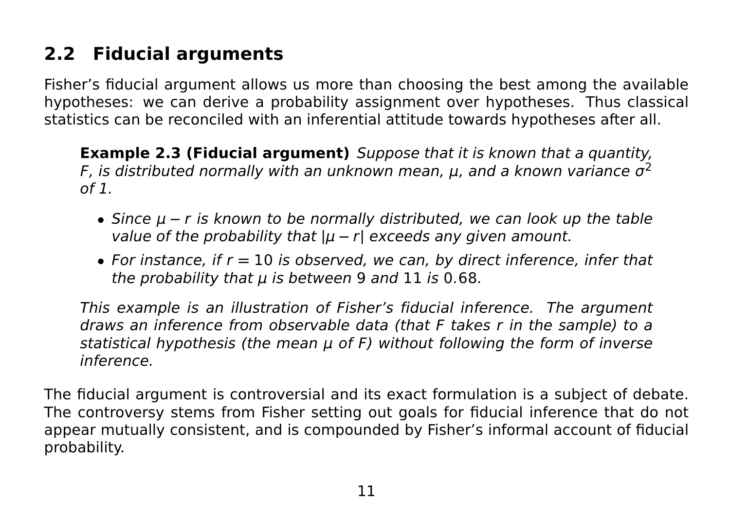## 2.2 Fiducial arguments

Fisher's fiducial argument allows us more than choosing the best among the available hypotheses: we can derive a probability assignment over hypotheses. Thus classical statistics can be reconciled with an inferential attitude towards hypotheses after all.

> **Example 2.3 (Fiducial argument)** *Suppose that it is known that a quantity, F, is distributed normally with an unknown mean, $\mu$, and a known variance $\sigma^2$ of 1.*
>
> - *Since $\mu - r$ is known to be normally distributed, we can look up the table value of the probability that $|\mu - r|$ exceeds any given amount.*
> - *For instance, if $r = 10$ is observed, we can, by direct inference, infer that the probability that $\mu$ is between 9 and 11 is 0.68.*
>
> *This example is an illustration of Fisher's fiducial inference. The argument draws an inference from observable data (that F takes r in the sample) to a statistical hypothesis (the mean $\mu$ of F) without following the form of inverse inference.*

The fiducial argument is controversial and its exact formulation is a subject of debate. The controversy stems from Fisher setting out goals for fiducial inference that do not appear mutually consistent, and is compounded by Fisher's informal account of fiducial probability.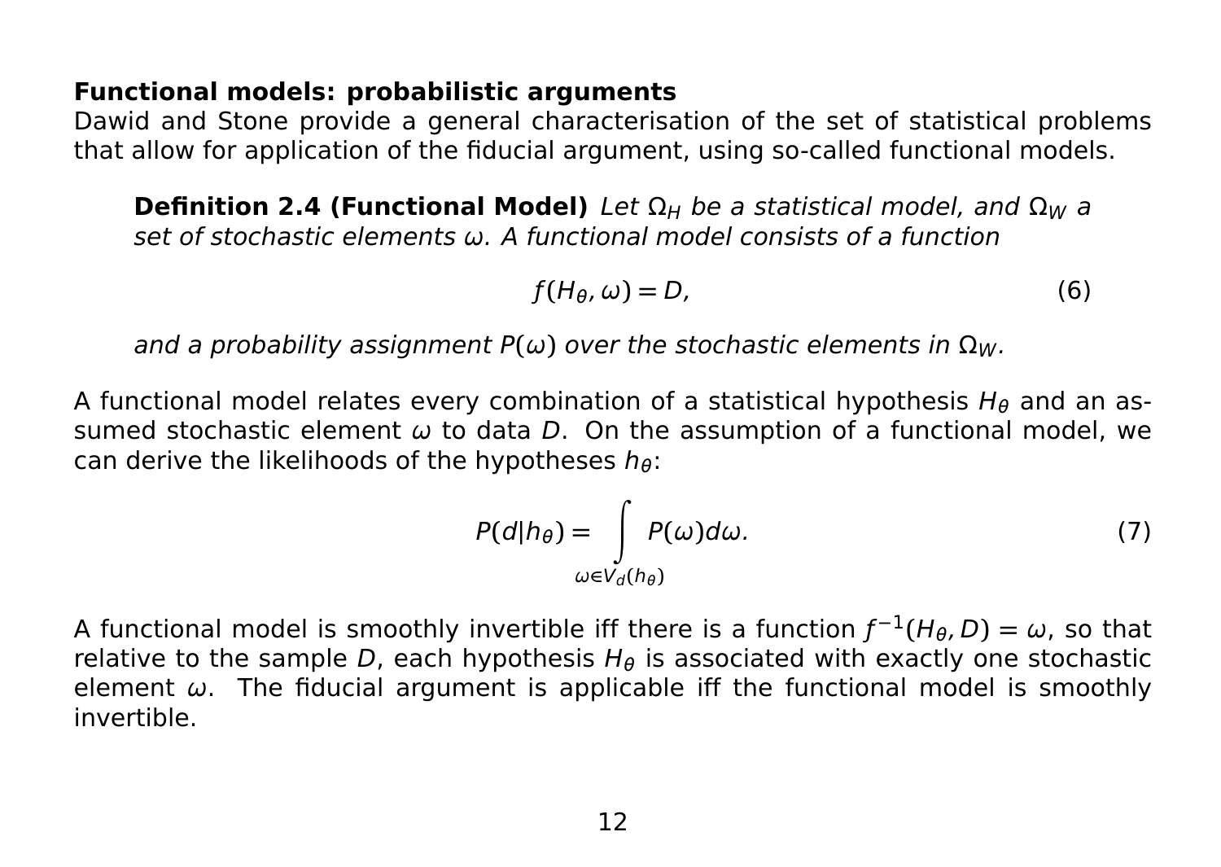**Functional models: probabilistic arguments**

Dawid and Stone provide a general characterisation of the set of statistical problems that allow for application of the fiducial argument, using so-called functional models.

> **Definition 2.4 (Functional Model)** *Let $\Omega_H$ be a statistical model, and $\Omega_W$ a set of stochastic elements $\omega$. A functional model consists of a function*
>
> $$f(H_\theta, \omega) = D, \tag{6}$$
>
> *and a probability assignment $P(\omega)$ over the stochastic elements in $\Omega_W$.*

A functional model relates every combination of a statistical hypothesis $H_\theta$ and an assumed stochastic element $\omega$ to data $D$. On the assumption of a functional model, we can derive the likelihoods of the hypotheses $h_\theta$:

$$P(d|h_\theta) = \int_{\omega \in V_d(h_\theta)} P(\omega) d\omega. \tag{7}$$

A functional model is smoothly invertible iff there is a function $f^{-1}(H_\theta, D) = \omega$, so that relative to the sample $D$, each hypothesis $H_\theta$ is associated with exactly one stochastic element $\omega$. The fiducial argument is applicable iff the functional model is smoothly invertible.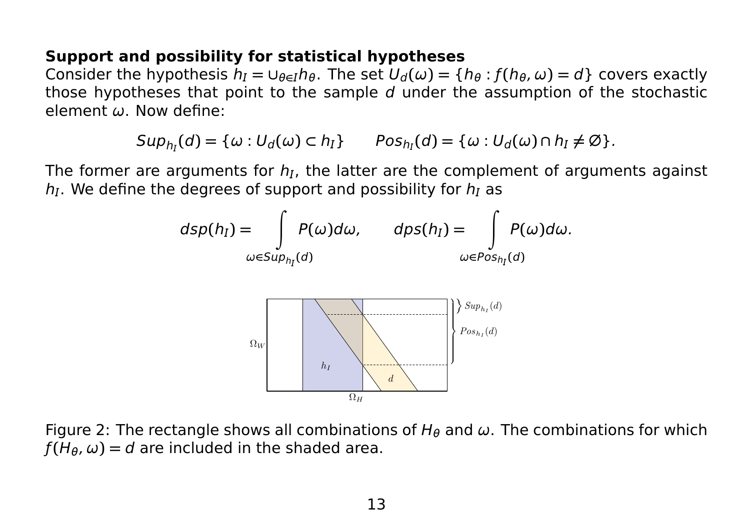**Support and possibility for statistical hypotheses**
Consider the hypothesis $h_I = \cup_{\theta \in I} h_\theta$. The set $U_d(\omega) = \{h_\theta : f(h_\theta, \omega) = d\}$ covers exactly those hypotheses that point to the sample $d$ under the assumption of the stochastic element $\omega$. Now define:

$$Sup_{h_I}(d) = \{\omega : U_d(\omega) \subset h_I\} \qquad Pos_{h_I}(d) = \{\omega : U_d(\omega) \cap h_I \neq \emptyset\}.$$

The former are arguments for $h_I$, the latter are the complement of arguments against $h_I$. We define the degrees of support and possibility for $h_I$ as

$$dsp(h_I) = \int_{\omega \in Sup_{h_I}(d)} P(\omega) d\omega, \qquad dps(h_I) = \int_{\omega \in Pos_{h_I}(d)} P(\omega) d\omega.$$

Figure 2: The rectangle shows all combinations of $H_\theta$ and $\omega$. The combinations for which $f(H_\theta, \omega) = d$ are included in the shaded area.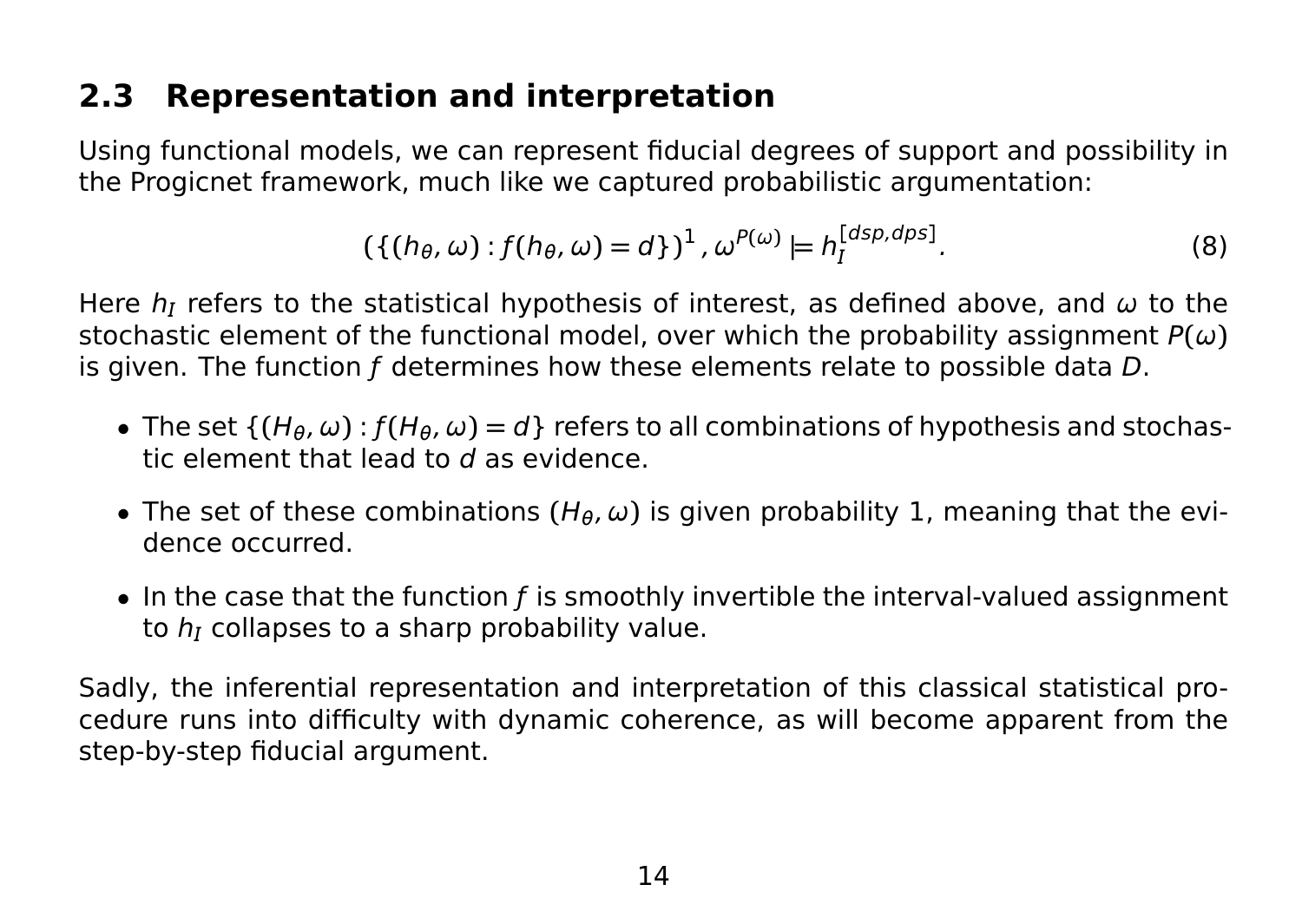## 2.3 Representation and interpretation

Using functional models, we can represent fiducial degrees of support and possibility in the Progicnet framework, much like we captured probabilistic argumentation:

$$(\{(h_\theta, \omega) : f(h_\theta, \omega) = d\})^1, \omega^{P(\omega)} \models h_I^{[dsp, dps]}. \tag{8}$$

Here $h_I$ refers to the statistical hypothesis of interest, as defined above, and $\omega$ to the stochastic element of the functional model, over which the probability assignment $P(\omega)$ is given. The function $f$ determines how these elements relate to possible data $D$.

- The set $\{(H_\theta, \omega) : f(H_\theta, \omega) = d\}$ refers to all combinations of hypothesis and stochastic element that lead to $d$ as evidence.
- The set of these combinations $(H_\theta, \omega)$ is given probability 1, meaning that the evidence occurred.
- In the case that the function $f$ is smoothly invertible the interval-valued assignment to $h_I$ collapses to a sharp probability value.

Sadly, the inferential representation and interpretation of this classical statistical procedure runs into difficulty with dynamic coherence, as will become apparent from the step-by-step fiducial argument.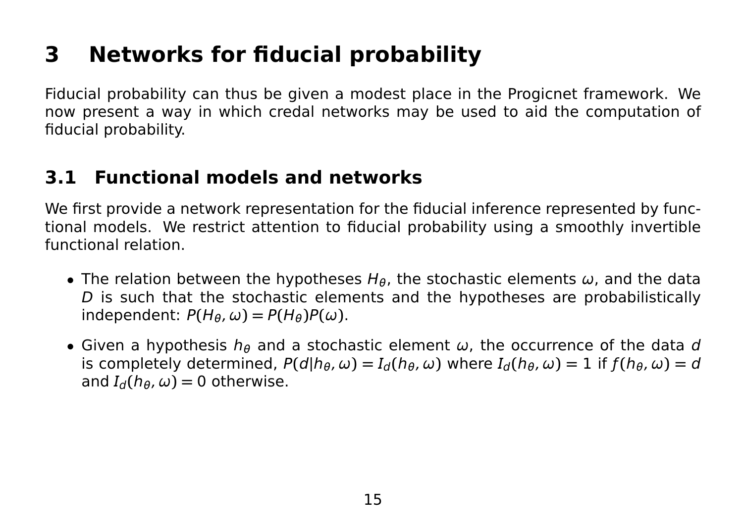# 3 Networks for fiducial probability

Fiducial probability can thus be given a modest place in the Progicnet framework. We now present a way in which credal networks may be used to aid the computation of fiducial probability.

## 3.1 Functional models and networks

We first provide a network representation for the fiducial inference represented by functional models. We restrict attention to fiducial probability using a smoothly invertible functional relation.

- The relation between the hypotheses $H_\theta$, the stochastic elements $\omega$, and the data $D$ is such that the stochastic elements and the hypotheses are probabilistically independent: $P(H_\theta, \omega) = P(H_\theta)P(\omega)$.
- Given a hypothesis $h_\theta$ and a stochastic element $\omega$, the occurrence of the data $d$ is completely determined, $P(d|h_\theta, \omega) = I_d(h_\theta, \omega)$ where $I_d(h_\theta, \omega) = 1$ if $f(h_\theta, \omega) = d$ and $I_d(h_\theta, \omega) = 0$ otherwise.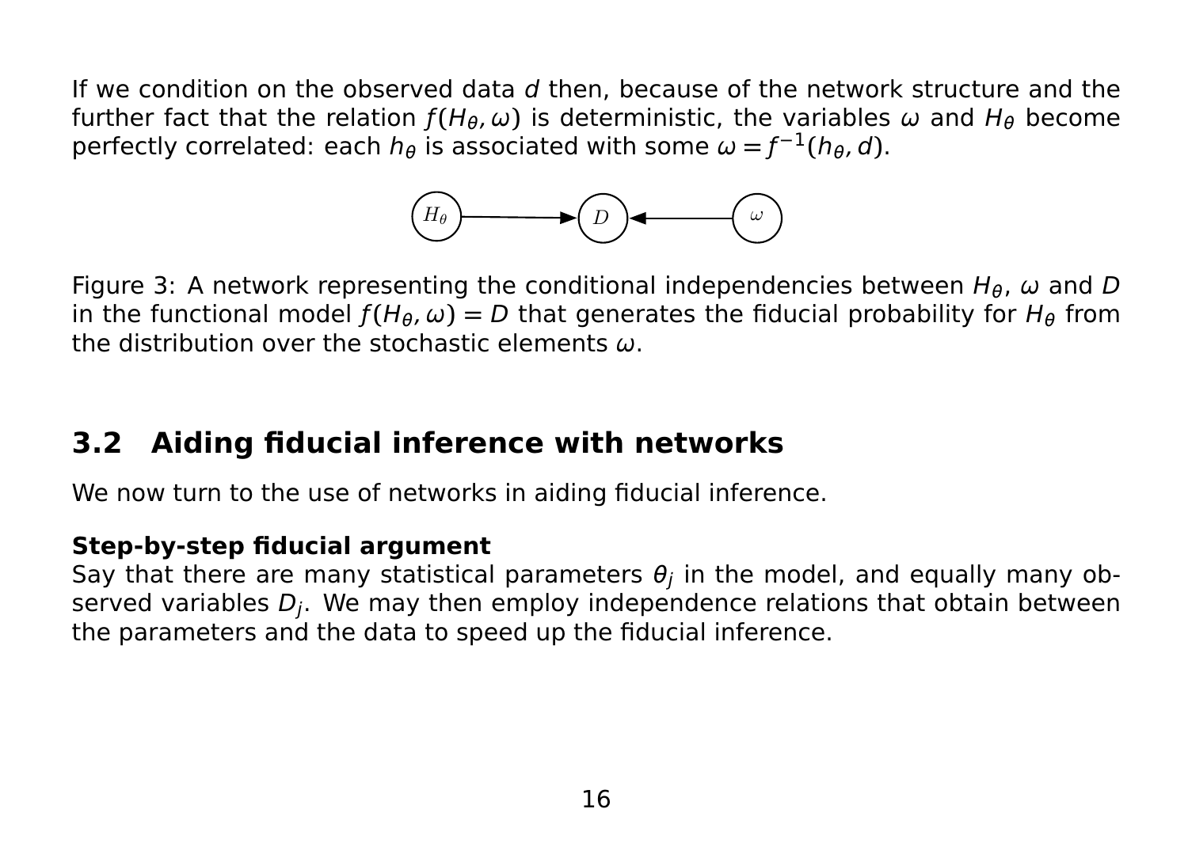If we condition on the observed data $d$ then, because of the network structure and the further fact that the relation $f(H_\theta, \omega)$ is deterministic, the variables $\omega$ and $H_\theta$ become perfectly correlated: each $h_\theta$ is associated with some $\omega = f^{-1}(h_\theta, d)$.

Figure 3: A network representing the conditional independencies between $H_\theta$, $\omega$ and $D$ in the functional model $f(H_\theta, \omega) = D$ that generates the fiducial probability for $H_\theta$ from the distribution over the stochastic elements $\omega$.

## 3.2 Aiding fiducial inference with networks

We now turn to the use of networks in aiding fiducial inference.

**Step-by-step fiducial argument**

Say that there are many statistical parameters $\theta_j$ in the model, and equally many observed variables $D_j$. We may then employ independence relations that obtain between the parameters and the data to speed up the fiducial inference.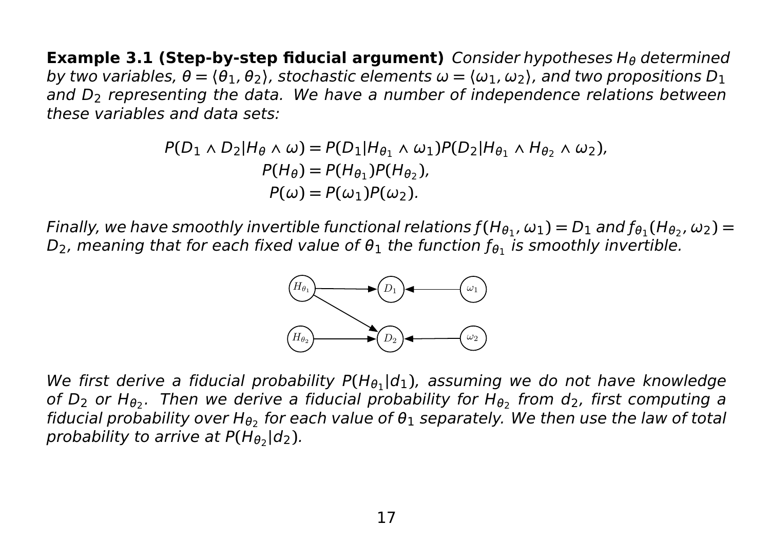**Example 3.1 (Step-by-step fiducial argument)** *Consider hypotheses $H_\theta$ determined by two variables, $\theta = \langle \theta_1, \theta_2 \rangle$, stochastic elements $\omega = \langle \omega_1, \omega_2 \rangle$, and two propositions $D_1$ and $D_2$ representing the data. We have a number of independence relations between these variables and data sets:*

$$
\begin{aligned}
P(D_1 \wedge D_2 | H_\theta \wedge \omega) &= P(D_1 | H_{\theta_1} \wedge \omega_1) P(D_2 | H_{\theta_1} \wedge H_{\theta_2} \wedge \omega_2), \\
P(H_\theta) &= P(H_{\theta_1}) P(H_{\theta_2}), \\
P(\omega) &= P(\omega_1) P(\omega_2).
\end{aligned}
$$

*Finally, we have smoothly invertible functional relations $f(H_{\theta_1}, \omega_1) = D_1$ and $f_{\theta_1}(H_{\theta_2}, \omega_2) = D_2$, meaning that for each fixed value of $\theta_1$ the function $f_{\theta_1}$ is smoothly invertible.*

*We first derive a fiducial probability $P(H_{\theta_1} | d_1)$, assuming we do not have knowledge of $D_2$ or $H_{\theta_2}$. Then we derive a fiducial probability for $H_{\theta_2}$ from $d_2$, first computing a fiducial probability over $H_{\theta_2}$ for each value of $\theta_1$ separately. We then use the law of total probability to arrive at $P(H_{\theta_2} | d_2)$.*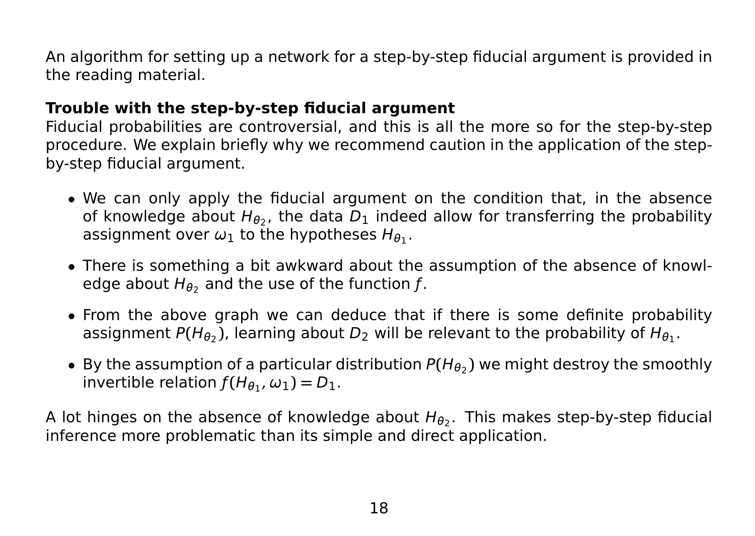An algorithm for setting up a network for a step-by-step fiducial argument is provided in the reading material.

**Trouble with the step-by-step fiducial argument**

Fiducial probabilities are controversial, and this is all the more so for the step-by-step procedure. We explain briefly why we recommend caution in the application of the step-by-step fiducial argument.

- We can only apply the fiducial argument on the condition that, in the absence of knowledge about $H_{\theta_2}$, the data $D_1$ indeed allow for transferring the probability assignment over $\omega_1$ to the hypotheses $H_{\theta_1}$.
- There is something a bit awkward about the assumption of the absence of knowledge about $H_{\theta_2}$ and the use of the function $f$.
- From the above graph we can deduce that if there is some definite probability assignment $P(H_{\theta_2})$, learning about $D_2$ will be relevant to the probability of $H_{\theta_1}$.
- By the assumption of a particular distribution $P(H_{\theta_2})$ we might destroy the smoothly invertible relation $f(H_{\theta_1}, \omega_1) = D_1$.

A lot hinges on the absence of knowledge about $H_{\theta_2}$. This makes step-by-step fiducial inference more problematic than its simple and direct application.